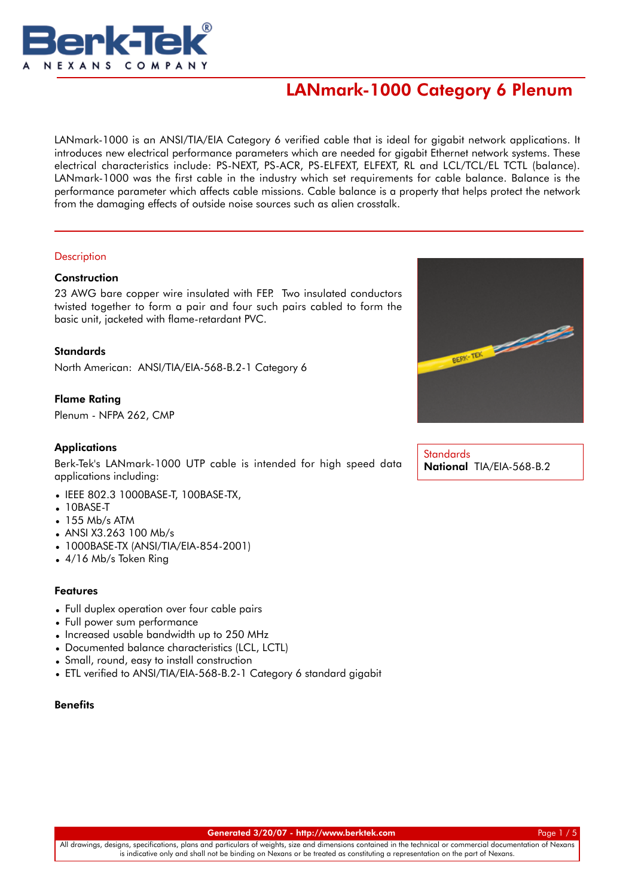Berk-Tek®
A NEXANS COMPANY

# LANmark-1000 Category 6 Plenum

LANmark-1000 is an ANSI/TIA/EIA Category 6 verified cable that is ideal for gigabit network applications. It introduces new electrical performance parameters which are needed for gigabit Ethernet network systems. These electrical characteristics include: PS-NEXT, PS-ACR, PS-ELFEXT, ELFEXT, RL and LCL/TCL/EL TCTL (balance). LANmark-1000 was the first cable in the industry which set requirements for cable balance. Balance is the performance parameter which affects cable missions. Cable balance is a property that helps protect the network from the damaging effects of outside noise sources such as alien crosstalk.

## Description

### Construction

23 AWG bare copper wire insulated with FEP. Two insulated conductors twisted together to form a pair and four such pairs cabled to form the basic unit, jacketed with flame-retardant PVC.

### Standards

North American: ANSI/TIA/EIA-568-B.2-1 Category 6

### Flame Rating

Plenum - NFPA 262, CMP

### Applications

Berk-Tek's LANmark-1000 UTP cable is intended for high speed data applications including:

- IEEE 802.3 1000BASE-T, 100BASE-TX,
- 10BASE-T
- 155 Mb/s ATM
- ANSI X3.263 100 Mb/s
- 1000BASE-TX (ANSI/TIA/EIA-854-2001)
- 4/16 Mb/s Token Ring

### Features

- Full duplex operation over four cable pairs
- Full power sum performance
- Increased usable bandwidth up to 250 MHz
- Documented balance characteristics (LCL, LCTL)
- Small, round, easy to install construction
- ETL verified to ANSI/TIA/EIA-568-B.2-1 Category 6 standard gigabit

### Benefits

Standards

**National** TIA/EIA-568-B.2

Generated 3/20/07 - http://www.berktek.com

All drawings, designs, specifications, plans and particulars of weights, size and dimensions contained in the technical or commercial documentation of Nexans is indicative only and shall not be binding on Nexans or be treated as constituting a representation on the part of Nexans.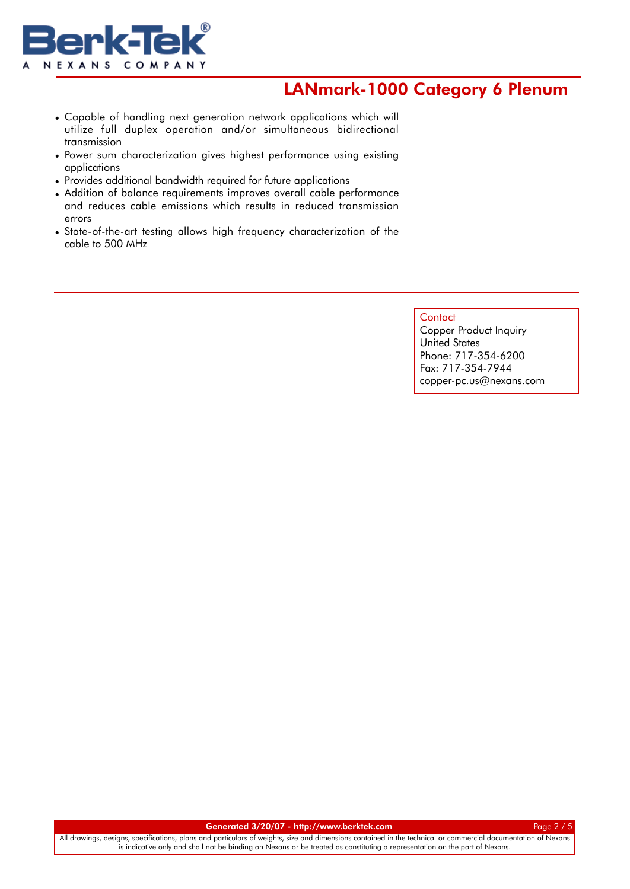## LANmark-1000 Category 6 Plenum

- Capable of handling next generation network applications which will utilize full duplex operation and/or simultaneous bidirectional transmission
- Power sum characterization gives highest performance using existing applications
- Provides additional bandwidth required for future applications
- Addition of balance requirements improves overall cable performance and reduces cable emissions which results in reduced transmission errors
- State-of-the-art testing allows high frequency characterization of the cable to 500 MHz

**Contact**

Copper Product Inquiry
United States
Phone: 717-354-6200
Fax: 717-354-7944
copper-pc.us@nexans.com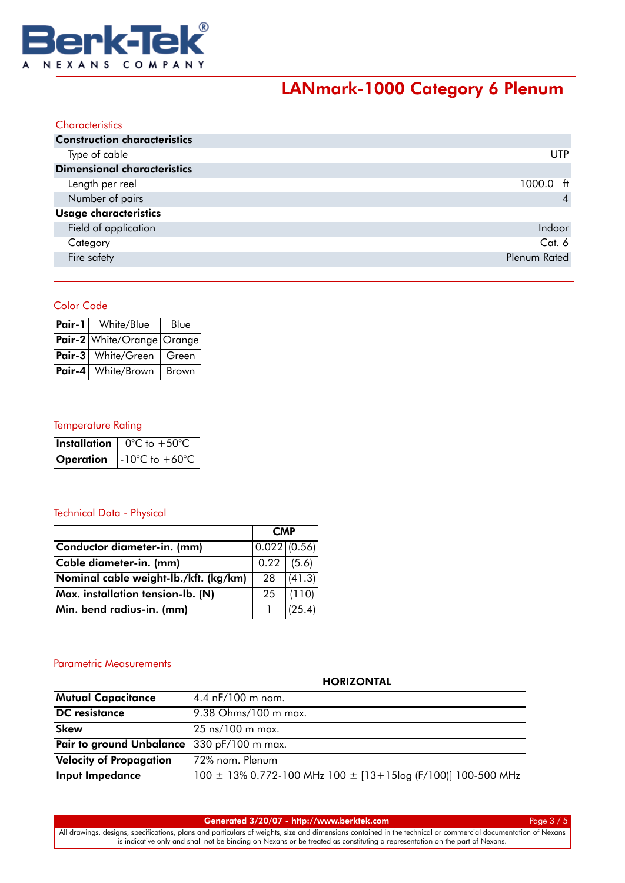Berk-Tek®
A NEXANS COMPANY

# LANmark-1000 Category 6 Plenum

## Characteristics

| Construction characteristics | |
|---|---|
| Type of cable | UTP |
| **Dimensional characteristics** | |
| Length per reel | 1000.0 ft |
| Number of pairs | 4 |
| **Usage characteristics** | |
| Field of application | Indoor |
| Category | Cat. 6 |
| Fire safety | Plenum Rated |

## Color Code

| | | |
|---|---|---|
| **Pair-1** | White/Blue | Blue |
| **Pair-2** | White/Orange | Orange |
| **Pair-3** | White/Green | Green |
| **Pair-4** | White/Brown | Brown |

## Temperature Rating

| | |
|---|---|
| **Installation** | 0°C to +50°C |
| **Operation** | -10°C to +60°C |

## Technical Data - Physical

| | CMP | |
|---|---|---|
| **Conductor diameter-in. (mm)** | 0.022 | (0.56) |
| **Cable diameter-in. (mm)** | 0.22 | (5.6) |
| **Nominal cable weight-lb./kft. (kg/km)** | 28 | (41.3) |
| **Max. installation tension-lb. (N)** | 25 | (110) |
| **Min. bend radius-in. (mm)** | 1 | (25.4) |

## Parametric Measurements

| | HORIZONTAL |
|---|---|
| **Mutual Capacitance** | 4.4 nF/100 m nom. |
| **DC resistance** | 9.38 Ohms/100 m max. |
| **Skew** | 25 ns/100 m max. |
| **Pair to ground Unbalance** | 330 pF/100 m max. |
| **Velocity of Propagation** | 72% nom. Plenum |
| **Input Impedance** | 100 ± 13% 0.772-100 MHz 100 ± [13+15log (F/100)] 100-500 MHz |

Generated 3/20/07 - http://www.berktek.com

All drawings, designs, specifications, plans and particulars of weights, size and dimensions contained in the technical or commercial documentation of Nexans is indicative only and shall not be binding on Nexans or be treated as constituting a representation on the part of Nexans.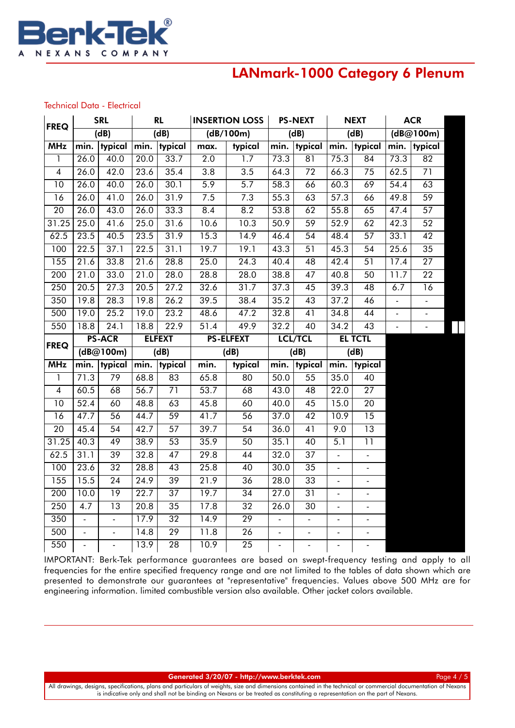Berk-Tek®
A NEXANS COMPANY

# LANmark-1000 Category 6 Plenum

Technical Data - Electrical

| FREQ | SRL | | RL | | INSERTION LOSS | | PS-NEXT | | NEXT | | ACR | |
|---|---|---|---|---|---|---|---|---|---|---|---|---|
| | (dB) | | (dB) | | (dB/100m) | | (dB) | | (dB) | | (dB@100m) | |
| MHz | min. | typical | min. | typical | max. | typical | min. | typical | min. | typical | min. | typical |
| 1 | 26.0 | 40.0 | 20.0 | 33.7 | 2.0 | 1.7 | 73.3 | 81 | 75.3 | 84 | 73.3 | 82 |
| 4 | 26.0 | 42.0 | 23.6 | 35.4 | 3.8 | 3.5 | 64.3 | 72 | 66.3 | 75 | 62.5 | 71 |
| 10 | 26.0 | 40.0 | 26.0 | 30.1 | 5.9 | 5.7 | 58.3 | 66 | 60.3 | 69 | 54.4 | 63 |
| 16 | 26.0 | 41.0 | 26.0 | 31.9 | 7.5 | 7.3 | 55.3 | 63 | 57.3 | 66 | 49.8 | 59 |
| 20 | 26.0 | 43.0 | 26.0 | 33.3 | 8.4 | 8.2 | 53.8 | 62 | 55.8 | 65 | 47.4 | 57 |
| 31.25 | 25.0 | 41.6 | 25.0 | 31.6 | 10.6 | 10.3 | 50.9 | 59 | 52.9 | 62 | 42.3 | 52 |
| 62.5 | 23.5 | 40.5 | 23.5 | 31.9 | 15.3 | 14.9 | 46.4 | 54 | 48.4 | 57 | 33.1 | 42 |
| 100 | 22.5 | 37.1 | 22.5 | 31.1 | 19.7 | 19.1 | 43.3 | 51 | 45.3 | 54 | 25.6 | 35 |
| 155 | 21.6 | 33.8 | 21.6 | 28.8 | 25.0 | 24.3 | 40.4 | 48 | 42.4 | 51 | 17.4 | 27 |
| 200 | 21.0 | 33.0 | 21.0 | 28.0 | 28.8 | 28.0 | 38.8 | 47 | 40.8 | 50 | 11.7 | 22 |
| 250 | 20.5 | 27.3 | 20.5 | 27.2 | 32.6 | 31.7 | 37.3 | 45 | 39.3 | 48 | 6.7 | 16 |
| 350 | 19.8 | 28.3 | 19.8 | 26.2 | 39.5 | 38.4 | 35.2 | 43 | 37.2 | 46 | - | - |
| 500 | 19.0 | 25.2 | 19.0 | 23.2 | 48.6 | 47.2 | 32.8 | 41 | 34.8 | 44 | - | - |
| 550 | 18.8 | 24.1 | 18.8 | 22.9 | 51.4 | 49.9 | 32.2 | 40 | 34.2 | 43 | - | - |

| FREQ | PS-ACR | | ELFEXT | | PS-ELFEXT | | LCL/TCL | | EL TCTL | |
|---|---|---|---|---|---|---|---|---|---|---|
| | (dB@100m) | | (dB) | | (dB) | | (dB) | | (dB) | |
| MHz | min. | typical | min. | typical | min. | typical | min. | typical | min. | typical |
| 1 | 71.3 | 79 | 68.8 | 83 | 65.8 | 80 | 50.0 | 55 | 35.0 | 40 |
| 4 | 60.5 | 68 | 56.7 | 71 | 53.7 | 68 | 43.0 | 48 | 22.0 | 27 |
| 10 | 52.4 | 60 | 48.8 | 63 | 45.8 | 60 | 40.0 | 45 | 15.0 | 20 |
| 16 | 47.7 | 56 | 44.7 | 59 | 41.7 | 56 | 37.0 | 42 | 10.9 | 15 |
| 20 | 45.4 | 54 | 42.7 | 57 | 39.7 | 54 | 36.0 | 41 | 9.0 | 13 |
| 31.25 | 40.3 | 49 | 38.9 | 53 | 35.9 | 50 | 35.1 | 40 | 5.1 | 11 |
| 62.5 | 31.1 | 39 | 32.8 | 47 | 29.8 | 44 | 32.0 | 37 | - | - |
| 100 | 23.6 | 32 | 28.8 | 43 | 25.8 | 40 | 30.0 | 35 | - | - |
| 155 | 15.5 | 24 | 24.9 | 39 | 21.9 | 36 | 28.0 | 33 | - | - |
| 200 | 10.0 | 19 | 22.7 | 37 | 19.7 | 34 | 27.0 | 31 | - | - |
| 250 | 4.7 | 13 | 20.8 | 35 | 17.8 | 32 | 26.0 | 30 | - | - |
| 350 | - | - | 17.9 | 32 | 14.9 | 29 | - | - | - | - |
| 500 | - | - | 14.8 | 29 | 11.8 | 26 | - | - | - | - |
| 550 | - | - | 13.9 | 28 | 10.9 | 25 | - | - | - | - |

IMPORTANT: Berk-Tek performance guarantees are based on swept-frequency testing and apply to all frequencies for the entire specified frequency range and are not limited to the tables of data shown which are presented to demonstrate our guarantees at "representative" frequencies. Values above 500 MHz are for engineering information. limited combustible version also available. Other jacket colors available.

**Generated 3/20/07 - http://www.berktek.com**

All drawings, designs, specifications, plans and particulars of weights, size and dimensions contained in the technical or commercial documentation of Nexans is indicative only and shall not be binding on Nexans or be treated as constituting a representation on the part of Nexans.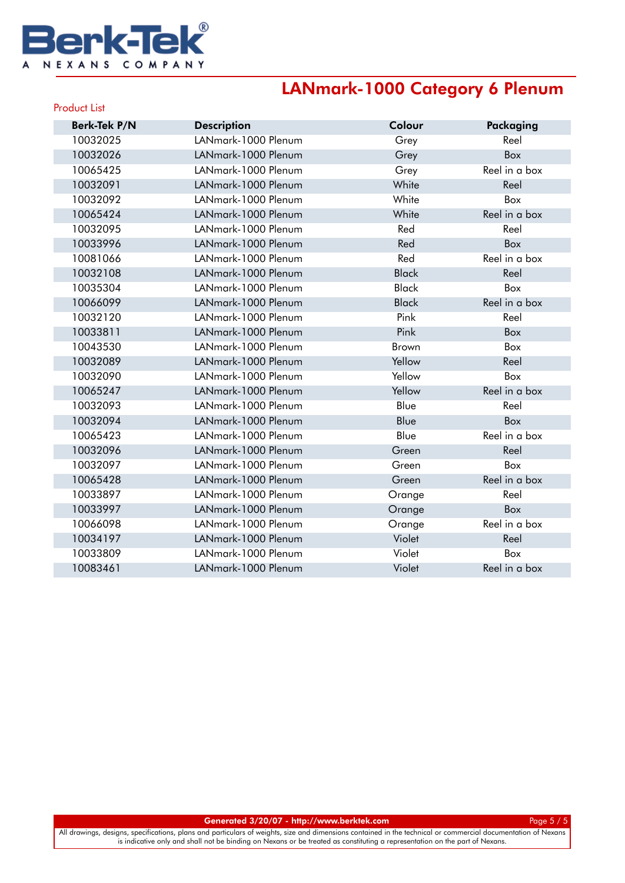Berk-Tek®
A NEXANS COMPANY

# LANmark-1000 Category 6 Plenum

Product List

| Berk-Tek P/N | Description | Colour | Packaging |
|---|---|---|---|
| 10032025 | LANmark-1000 Plenum | Grey | Reel |
| 10032026 | LANmark-1000 Plenum | Grey | Box |
| 10065425 | LANmark-1000 Plenum | Grey | Reel in a box |
| 10032091 | LANmark-1000 Plenum | White | Reel |
| 10032092 | LANmark-1000 Plenum | White | Box |
| 10065424 | LANmark-1000 Plenum | White | Reel in a box |
| 10032095 | LANmark-1000 Plenum | Red | Reel |
| 10033996 | LANmark-1000 Plenum | Red | Box |
| 10081066 | LANmark-1000 Plenum | Red | Reel in a box |
| 10032108 | LANmark-1000 Plenum | Black | Reel |
| 10035304 | LANmark-1000 Plenum | Black | Box |
| 10066099 | LANmark-1000 Plenum | Black | Reel in a box |
| 10032120 | LANmark-1000 Plenum | Pink | Reel |
| 10033811 | LANmark-1000 Plenum | Pink | Box |
| 10043530 | LANmark-1000 Plenum | Brown | Box |
| 10032089 | LANmark-1000 Plenum | Yellow | Reel |
| 10032090 | LANmark-1000 Plenum | Yellow | Box |
| 10065247 | LANmark-1000 Plenum | Yellow | Reel in a box |
| 10032093 | LANmark-1000 Plenum | Blue | Reel |
| 10032094 | LANmark-1000 Plenum | Blue | Box |
| 10065423 | LANmark-1000 Plenum | Blue | Reel in a box |
| 10032096 | LANmark-1000 Plenum | Green | Reel |
| 10032097 | LANmark-1000 Plenum | Green | Box |
| 10065428 | LANmark-1000 Plenum | Green | Reel in a box |
| 10033897 | LANmark-1000 Plenum | Orange | Reel |
| 10033997 | LANmark-1000 Plenum | Orange | Box |
| 10066098 | LANmark-1000 Plenum | Orange | Reel in a box |
| 10034197 | LANmark-1000 Plenum | Violet | Reel |
| 10033809 | LANmark-1000 Plenum | Violet | Box |
| 10083461 | LANmark-1000 Plenum | Violet | Reel in a box |

Generated 3/20/07 - http://www.berktek.com

All drawings, designs, specifications, plans and particulars of weights, size and dimensions contained in the technical or commercial documentation of Nexans is indicative only and shall not be binding on Nexans or be treated as constituting a representation on the part of Nexans.